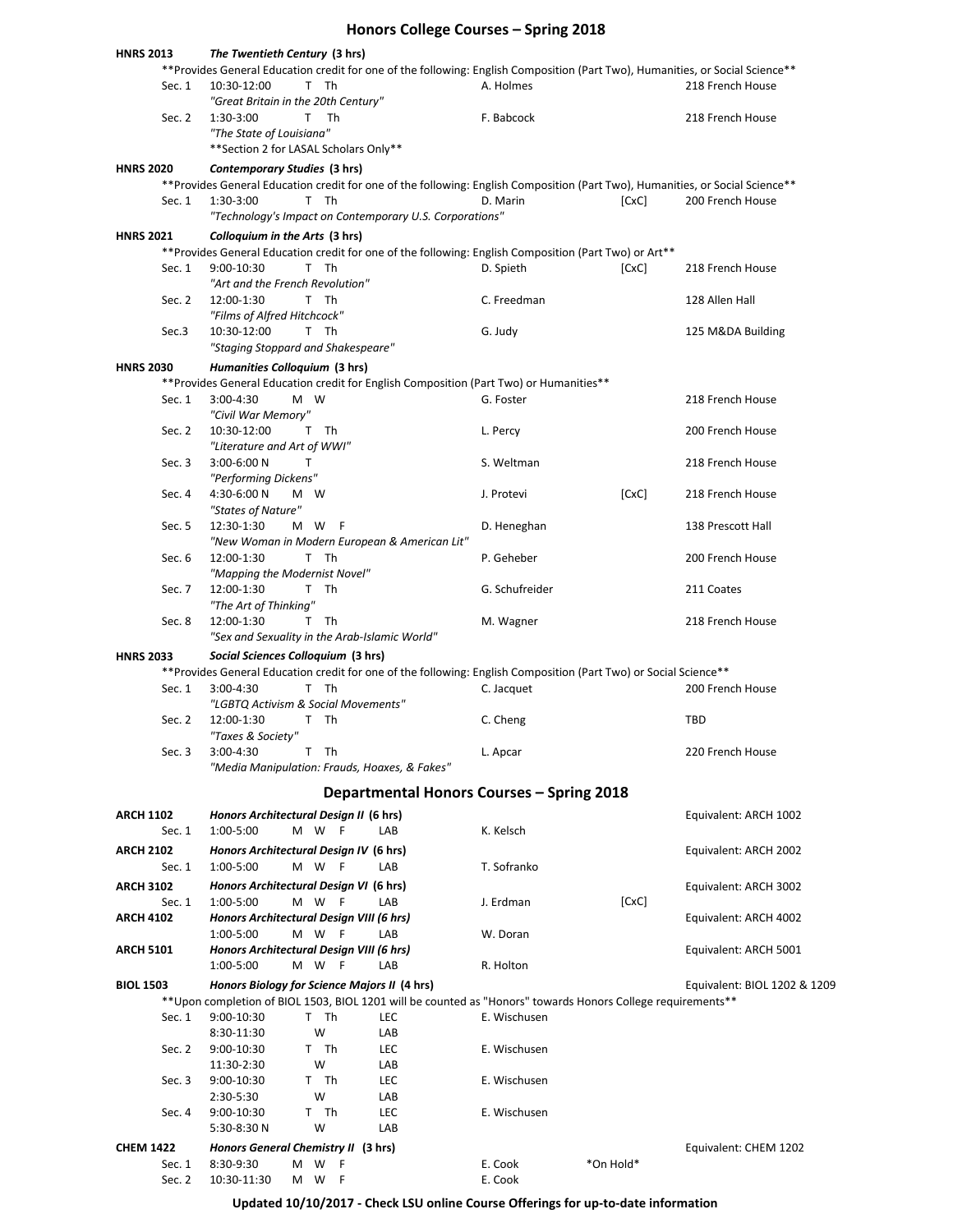# Honors College Courses – Spring 2018

**HNRS 2013** ***The Twentieth Century* (3 hrs)**

**Provides General Education credit for one of the following: English Composition (Part Two), Humanities, or Social Science**

| Sec. | Time | Days | Instructor | | Location |
|---|---|---|---|---|---|
| Sec. 1 | 10:30-12:00 | T Th | A. Holmes | | 218 French House |
| | *"Great Britain in the 20th Century"* | | | | |
| Sec. 2 | 1:30-3:00 | T Th | F. Babcock | | 218 French House |
| | *"The State of Louisiana"* | | | | |
| | **Section 2 for LASAL Scholars Only** | | | | |

**HNRS 2020** ***Contemporary Studies* (3 hrs)**

**Provides General Education credit for one of the following: English Composition (Part Two), Humanities, or Social Science**

| Sec. | Time | Days | Instructor | | Location |
|---|---|---|---|---|---|
| Sec. 1 | 1:30-3:00 | T Th | D. Marin | [CxC] | 200 French House |
| | *"Technology's Impact on Contemporary U.S. Corporations"* | | | | |

**HNRS 2021** ***Colloquium in the Arts* (3 hrs)**

**Provides General Education credit for one of the following: English Composition (Part Two) or Art**

| Sec. | Time | Days | Instructor | | Location |
|---|---|---|---|---|---|
| Sec. 1 | 9:00-10:30 | T Th | D. Spieth | [CxC] | 218 French House |
| | *"Art and the French Revolution"* | | | | |
| Sec. 2 | 12:00-1:30 | T Th | C. Freedman | | 128 Allen Hall |
| | *"Films of Alfred Hitchcock"* | | | | |
| Sec.3 | 10:30-12:00 | T Th | G. Judy | | 125 M&DA Building |
| | *"Staging Stoppard and Shakespeare"* | | | | |

**HNRS 2030** ***Humanities Colloquium* (3 hrs)**

**Provides General Education credit for English Composition (Part Two) or Humanities**

| Sec. | Time | Days | Instructor | | Location |
|---|---|---|---|---|---|
| Sec. 1 | 3:00-4:30 | M W | G. Foster | | 218 French House |
| | *"Civil War Memory"* | | | | |
| Sec. 2 | 10:30-12:00 | T Th | L. Percy | | 200 French House |
| | *"Literature and Art of WWI"* | | | | |
| Sec. 3 | 3:00-6:00 N | T | S. Weltman | | 218 French House |
| | *"Performing Dickens"* | | | | |
| Sec. 4 | 4:30-6:00 N | M W | J. Protevi | [CxC] | 218 French House |
| | *"States of Nature"* | | | | |
| Sec. 5 | 12:30-1:30 | M W F | D. Heneghan | | 138 Prescott Hall |
| | *"New Woman in Modern European & American Lit"* | | | | |
| Sec. 6 | 12:00-1:30 | T Th | P. Geheber | | 200 French House |
| | *"Mapping the Modernist Novel"* | | | | |
| Sec. 7 | 12:00-1:30 | T Th | G. Schufreider | | 211 Coates |
| | *"The Art of Thinking"* | | | | |
| Sec. 8 | 12:00-1:30 | T Th | M. Wagner | | 218 French House |
| | *"Sex and Sexuality in the Arab-Islamic World"* | | | | |

**HNRS 2033** ***Social Sciences Colloquium* (3 hrs)**

**Provides General Education credit for one of the following: English Composition (Part Two) or Social Science**

| Sec. | Time | Days | Instructor | Location |
|---|---|---|---|---|
| Sec. 1 | 3:00-4:30 | T Th | C. Jacquet | 200 French House |
| | *"LGBTQ Activism & Social Movements"* | | | |
| Sec. 2 | 12:00-1:30 | T Th | C. Cheng | TBD |
| | *"Taxes & Society"* | | | |
| Sec. 3 | 3:00-4:30 | T Th | L. Apcar | 220 French House |
| | *"Media Manipulation: Frauds, Hoaxes, & Fakes"* | | | |

# Departmental Honors Courses – Spring 2018

| Course | Time | Days | Type | Instructor | | Equivalent |
|---|---|---|---|---|---|---|
| **ARCH 1102** | ***Honors Architectural Design II* (6 hrs)** | | | | | Equivalent: ARCH 1002 |
| Sec. 1 | 1:00-5:00 | M W F | LAB | K. Kelsch | | |
| **ARCH 2102** | ***Honors Architectural Design IV* (6 hrs)** | | | | | Equivalent: ARCH 2002 |
| Sec. 1 | 1:00-5:00 | M W F | LAB | T. Sofranko | | |
| **ARCH 3102** | ***Honors Architectural Design VI* (6 hrs)** | | | | | Equivalent: ARCH 3002 |
| Sec. 1 | 1:00-5:00 | M W F | LAB | J. Erdman | [CxC] | |
| **ARCH 4102** | ***Honors Architectural Design VIII (6 hrs)*** | | | | | Equivalent: ARCH 4002 |
| | 1:00-5:00 | M W F | LAB | W. Doran | | |
| **ARCH 5101** | ***Honors Architectural Design VIII (6 hrs)*** | | | | | Equivalent: ARCH 5001 |
| | 1:00-5:00 | M W F | LAB | R. Holton | | |

**BIOL 1503** ***Honors Biology for Science Majors II* (4 hrs)** — Equivalent: BIOL 1202 & 1209

**Upon completion of BIOL 1503, BIOL 1201 will be counted as "Honors" towards Honors College requirements**

| Sec. | Time | Days | Type | Instructor |
|---|---|---|---|---|
| Sec. 1 | 9:00-10:30 | T Th | LEC | E. Wischusen |
| | 8:30-11:30 | W | LAB | |
| Sec. 2 | 9:00-10:30 | T Th | LEC | E. Wischusen |
| | 11:30-2:30 | W | LAB | |
| Sec. 3 | 9:00-10:30 | T Th | LEC | E. Wischusen |
| | 2:30-5:30 | W | LAB | |
| Sec. 4 | 9:00-10:30 | T Th | LEC | E. Wischusen |
| | 5:30-8:30 N | W | LAB | |

**CHEM 1422** ***Honors General Chemistry II* (3 hrs)** — Equivalent: CHEM 1202

| Sec. | Time | Days | Instructor | |
|---|---|---|---|---|
| Sec. 1 | 8:30-9:30 | M W F | E. Cook | *On Hold* |
| Sec. 2 | 10:30-11:30 | M W F | E. Cook | |

**Updated 10/10/2017 - Check LSU online Course Offerings for up-to-date information**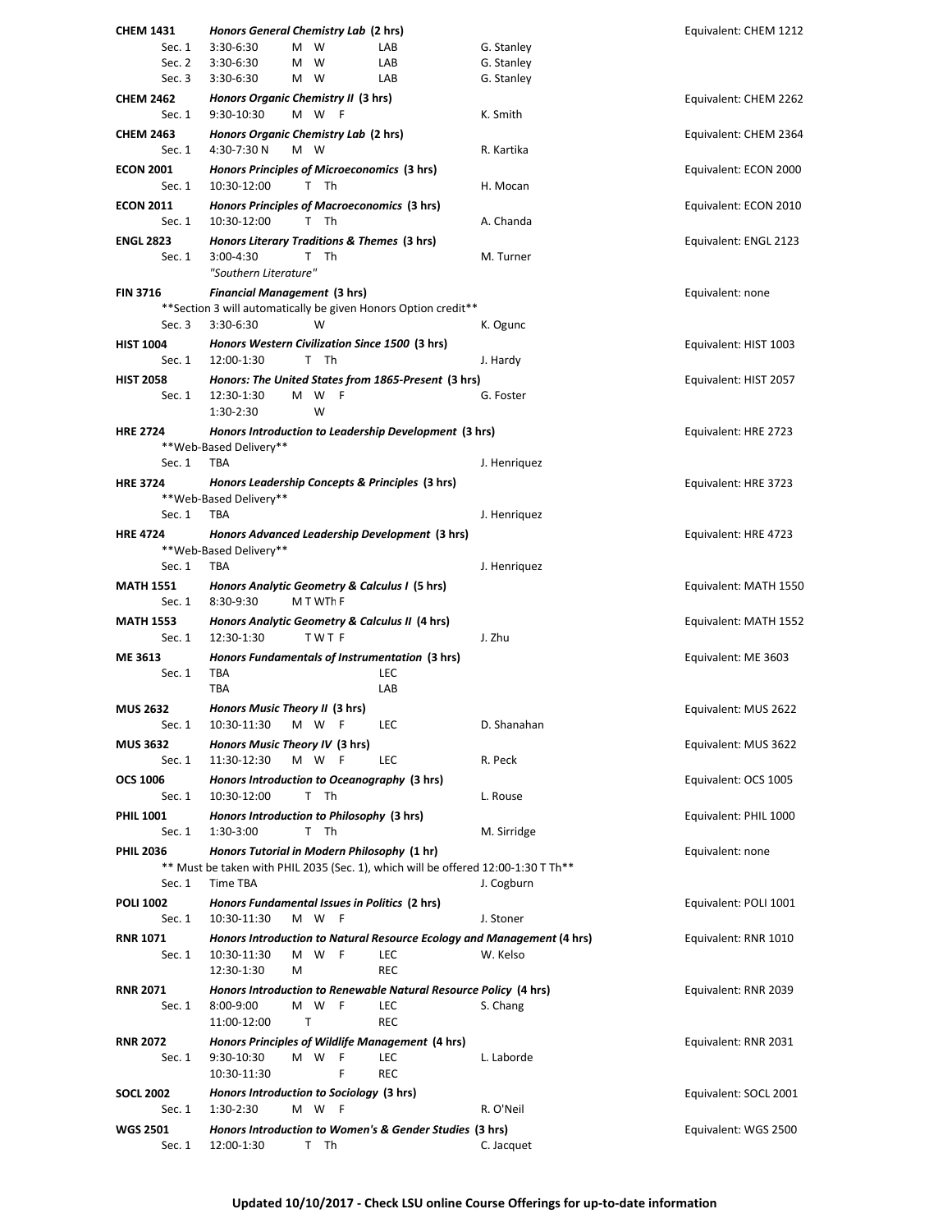| | | | | | |
|---|---|---|---|---|---|
| **CHEM 1431** | ***Honors General Chemistry Lab* (2 hrs)** | | | | Equivalent: CHEM 1212 |
| Sec. 1 | 3:30-6:30 | M W | LAB | G. Stanley | |
| Sec. 2 | 3:30-6:30 | M W | LAB | G. Stanley | |
| Sec. 3 | 3:30-6:30 | M W | LAB | G. Stanley | |
| **CHEM 2462** | ***Honors Organic Chemistry II* (3 hrs)** | | | | Equivalent: CHEM 2262 |
| Sec. 1 | 9:30-10:30 | M W F | | K. Smith | |
| **CHEM 2463** | ***Honors Organic Chemistry Lab* (2 hrs)** | | | | Equivalent: CHEM 2364 |
| Sec. 1 | 4:30-7:30 N | M W | | R. Kartika | |
| **ECON 2001** | ***Honors Principles of Microeconomics* (3 hrs)** | | | | Equivalent: ECON 2000 |
| Sec. 1 | 10:30-12:00 | T Th | | H. Mocan | |
| **ECON 2011** | ***Honors Principles of Macroeconomics* (3 hrs)** | | | | Equivalent: ECON 2010 |
| Sec. 1 | 10:30-12:00 | T Th | | A. Chanda | |
| **ENGL 2823** | ***Honors Literary Traditions & Themes* (3 hrs)** | | | | Equivalent: ENGL 2123 |
| Sec. 1 | 3:00-4:30 | T Th | | M. Turner | |
| | *"Southern Literature"* | | | | |
| **FIN 3716** | ***Financial Management* (3 hrs)** | | | | Equivalent: none |
| | **Section 3 will automatically be given Honors Option credit** | | | | |
| Sec. 3 | 3:30-6:30 | W | | K. Ogunc | |
| **HIST 1004** | ***Honors Western Civilization Since 1500* (3 hrs)** | | | | Equivalent: HIST 1003 |
| Sec. 1 | 12:00-1:30 | T Th | | J. Hardy | |
| **HIST 2058** | ***Honors: The United States from 1865-Present* (3 hrs)** | | | | Equivalent: HIST 2057 |
| Sec. 1 | 12:30-1:30 | M W F | | G. Foster | |
| | 1:30-2:30 | W | | | |
| **HRE 2724** | ***Honors Introduction to Leadership Development* (3 hrs)** | | | | Equivalent: HRE 2723 |
| | **Web-Based Delivery** | | | | |
| Sec. 1 | TBA | | | J. Henriquez | |
| **HRE 3724** | ***Honors Leadership Concepts & Principles* (3 hrs)** | | | | Equivalent: HRE 3723 |
| | **Web-Based Delivery** | | | | |
| Sec. 1 | TBA | | | J. Henriquez | |
| **HRE 4724** | ***Honors Advanced Leadership Development* (3 hrs)** | | | | Equivalent: HRE 4723 |
| | **Web-Based Delivery** | | | | |
| Sec. 1 | TBA | | | J. Henriquez | |
| **MATH 1551** | ***Honors Analytic Geometry & Calculus I* (5 hrs)** | | | | Equivalent: MATH 1550 |
| Sec. 1 | 8:30-9:30 | M T WTh F | | | |
| **MATH 1553** | ***Honors Analytic Geometry & Calculus II* (4 hrs)** | | | | Equivalent: MATH 1552 |
| Sec. 1 | 12:30-1:30 | T W T F | | J. Zhu | |
| **ME 3613** | ***Honors Fundamentals of Instrumentation* (3 hrs)** | | | | Equivalent: ME 3603 |
| Sec. 1 | TBA | | LEC | | |
| | TBA | | LAB | | |
| **MUS 2632** | ***Honors Music Theory II* (3 hrs)** | | | | Equivalent: MUS 2622 |
| Sec. 1 | 10:30-11:30 | M W F | LEC | D. Shanahan | |
| **MUS 3632** | ***Honors Music Theory IV* (3 hrs)** | | | | Equivalent: MUS 3622 |
| Sec. 1 | 11:30-12:30 | M W F | LEC | R. Peck | |
| **OCS 1006** | ***Honors Introduction to Oceanography* (3 hrs)** | | | | Equivalent: OCS 1005 |
| Sec. 1 | 10:30-12:00 | T Th | | L. Rouse | |
| **PHIL 1001** | ***Honors Introduction to Philosophy* (3 hrs)** | | | | Equivalent: PHIL 1000 |
| Sec. 1 | 1:30-3:00 | T Th | | M. Sirridge | |
| **PHIL 2036** | ***Honors Tutorial in Modern Philosophy* (1 hr)** | | | | Equivalent: none |
| | ** Must be taken with PHIL 2035 (Sec. 1), which will be offered 12:00-1:30 T Th** | | | | |
| Sec. 1 | Time TBA | | | J. Cogburn | |
| **POLI 1002** | ***Honors Fundamental Issues in Politics* (2 hrs)** | | | | Equivalent: POLI 1001 |
| Sec. 1 | 10:30-11:30 | M W F | | J. Stoner | |
| **RNR 1071** | ***Honors Introduction to Natural Resource Ecology and Management* (4 hrs)** | | | | Equivalent: RNR 1010 |
| Sec. 1 | 10:30-11:30 | M W F | LEC | W. Kelso | |
| | 12:30-1:30 | M | REC | | |
| **RNR 2071** | ***Honors Introduction to Renewable Natural Resource Policy* (4 hrs)** | | | | Equivalent: RNR 2039 |
| Sec. 1 | 8:00-9:00 | M W F | LEC | S. Chang | |
| | 11:00-12:00 | T | REC | | |
| **RNR 2072** | ***Honors Principles of Wildlife Management* (4 hrs)** | | | | Equivalent: RNR 2031 |
| Sec. 1 | 9:30-10:30 | M W F | LEC | L. Laborde | |
| | 10:30-11:30 | F | REC | | |
| **SOCL 2002** | ***Honors Introduction to Sociology* (3 hrs)** | | | | Equivalent: SOCL 2001 |
| Sec. 1 | 1:30-2:30 | M W F | | R. O'Neil | |
| **WGS 2501** | ***Honors Introduction to Women's & Gender Studies* (3 hrs)** | | | | Equivalent: WGS 2500 |
| Sec. 1 | 12:00-1:30 | T Th | | C. Jacquet | |

**Updated 10/10/2017 - Check LSU online Course Offerings for up-to-date information**